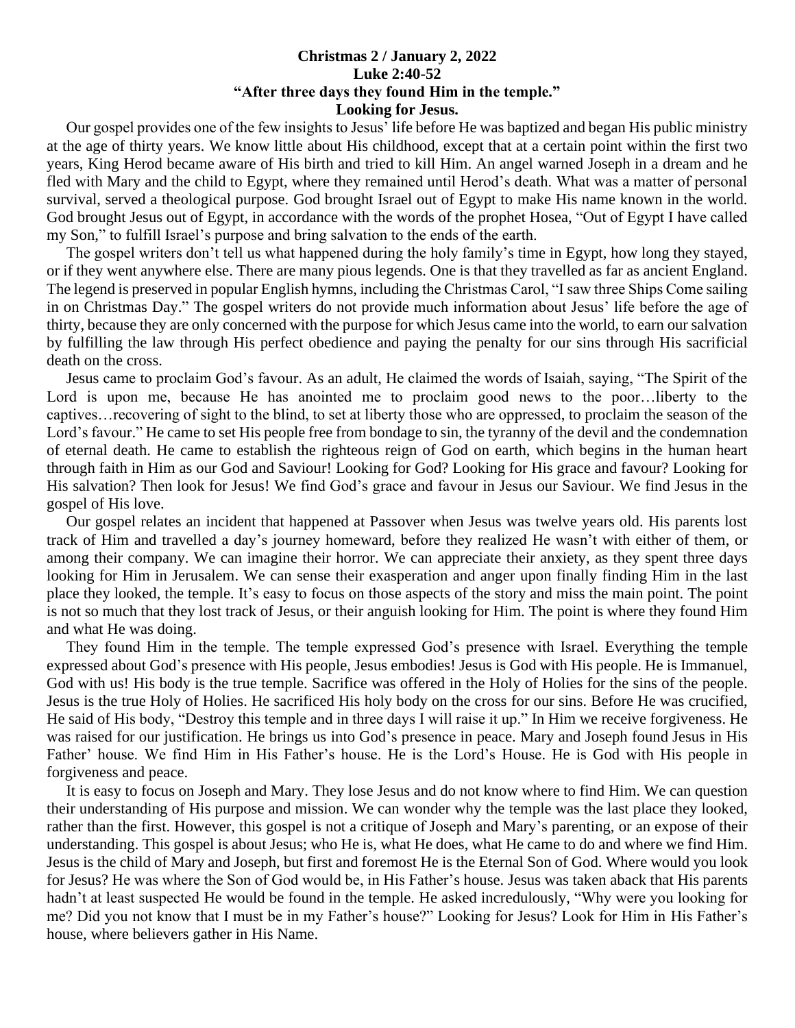**Christmas 2 / January 2, 2022**
**Luke 2:40-52**
**"After three days they found Him in the temple."**
**Looking for Jesus.**

Our gospel provides one of the few insights to Jesus' life before He was baptized and began His public ministry at the age of thirty years. We know little about His childhood, except that at a certain point within the first two years, King Herod became aware of His birth and tried to kill Him. An angel warned Joseph in a dream and he fled with Mary and the child to Egypt, where they remained until Herod's death. What was a matter of personal survival, served a theological purpose. God brought Israel out of Egypt to make His name known in the world. God brought Jesus out of Egypt, in accordance with the words of the prophet Hosea, "Out of Egypt I have called my Son," to fulfill Israel's purpose and bring salvation to the ends of the earth.

The gospel writers don't tell us what happened during the holy family's time in Egypt, how long they stayed, or if they went anywhere else. There are many pious legends. One is that they travelled as far as ancient England. The legend is preserved in popular English hymns, including the Christmas Carol, "I saw three Ships Come sailing in on Christmas Day." The gospel writers do not provide much information about Jesus' life before the age of thirty, because they are only concerned with the purpose for which Jesus came into the world, to earn our salvation by fulfilling the law through His perfect obedience and paying the penalty for our sins through His sacrificial death on the cross.

Jesus came to proclaim God's favour. As an adult, He claimed the words of Isaiah, saying, "The Spirit of the Lord is upon me, because He has anointed me to proclaim good news to the poor…liberty to the captives…recovering of sight to the blind, to set at liberty those who are oppressed, to proclaim the season of the Lord's favour." He came to set His people free from bondage to sin, the tyranny of the devil and the condemnation of eternal death. He came to establish the righteous reign of God on earth, which begins in the human heart through faith in Him as our God and Saviour! Looking for God? Looking for His grace and favour? Looking for His salvation? Then look for Jesus! We find God's grace and favour in Jesus our Saviour. We find Jesus in the gospel of His love.

Our gospel relates an incident that happened at Passover when Jesus was twelve years old. His parents lost track of Him and travelled a day's journey homeward, before they realized He wasn't with either of them, or among their company. We can imagine their horror. We can appreciate their anxiety, as they spent three days looking for Him in Jerusalem. We can sense their exasperation and anger upon finally finding Him in the last place they looked, the temple. It's easy to focus on those aspects of the story and miss the main point. The point is not so much that they lost track of Jesus, or their anguish looking for Him. The point is where they found Him and what He was doing.

They found Him in the temple. The temple expressed God's presence with Israel. Everything the temple expressed about God's presence with His people, Jesus embodies! Jesus is God with His people. He is Immanuel, God with us! His body is the true temple. Sacrifice was offered in the Holy of Holies for the sins of the people. Jesus is the true Holy of Holies. He sacrificed His holy body on the cross for our sins. Before He was crucified, He said of His body, "Destroy this temple and in three days I will raise it up." In Him we receive forgiveness. He was raised for our justification. He brings us into God's presence in peace. Mary and Joseph found Jesus in His Father' house. We find Him in His Father's house. He is the Lord's House. He is God with His people in forgiveness and peace.

It is easy to focus on Joseph and Mary. They lose Jesus and do not know where to find Him. We can question their understanding of His purpose and mission. We can wonder why the temple was the last place they looked, rather than the first. However, this gospel is not a critique of Joseph and Mary's parenting, or an expose of their understanding. This gospel is about Jesus; who He is, what He does, what He came to do and where we find Him. Jesus is the child of Mary and Joseph, but first and foremost He is the Eternal Son of God. Where would you look for Jesus? He was where the Son of God would be, in His Father's house. Jesus was taken aback that His parents hadn't at least suspected He would be found in the temple. He asked incredulously, "Why were you looking for me? Did you not know that I must be in my Father's house?" Looking for Jesus? Look for Him in His Father's house, where believers gather in His Name.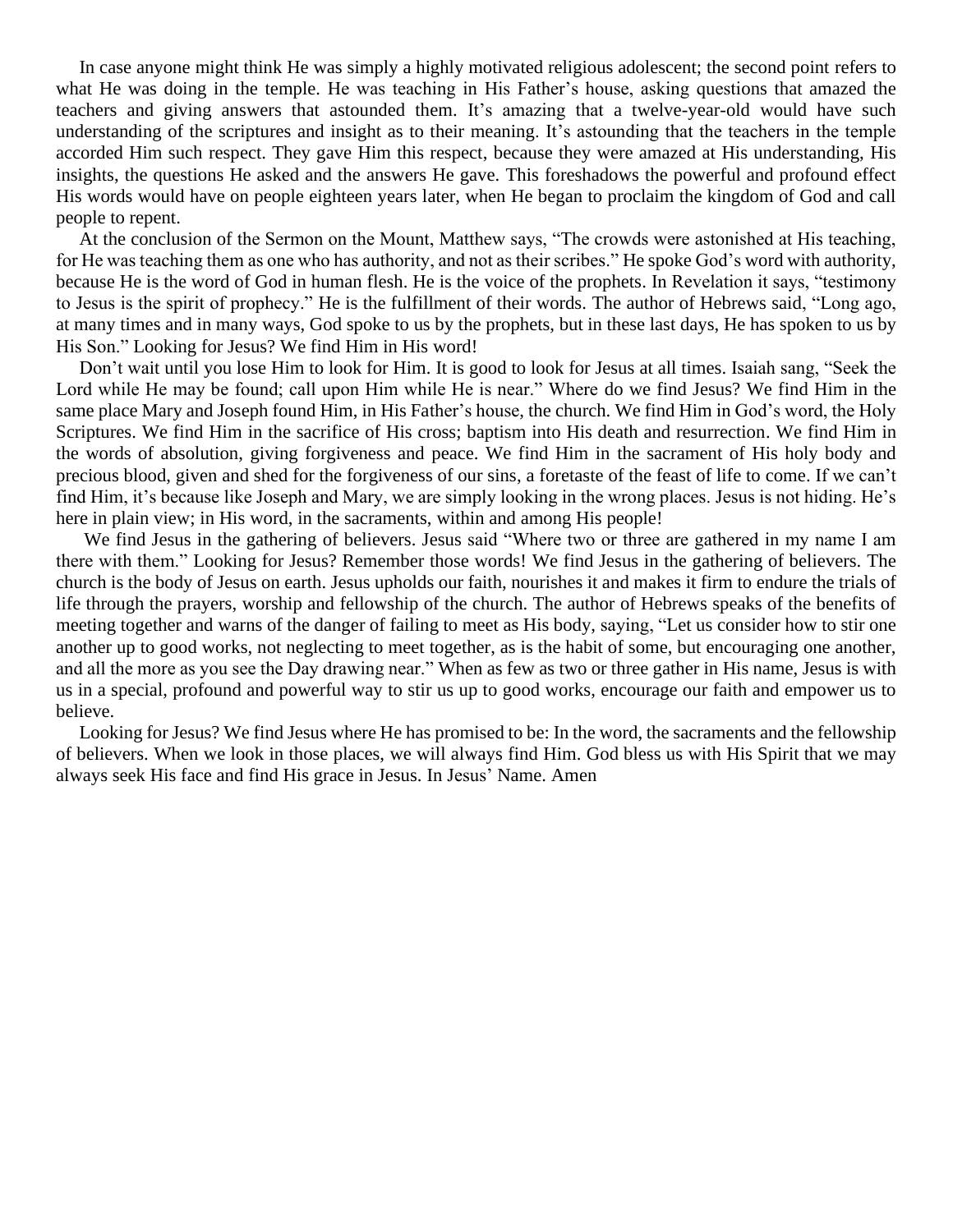In case anyone might think He was simply a highly motivated religious adolescent; the second point refers to what He was doing in the temple. He was teaching in His Father's house, asking questions that amazed the teachers and giving answers that astounded them. It's amazing that a twelve-year-old would have such understanding of the scriptures and insight as to their meaning. It's astounding that the teachers in the temple accorded Him such respect. They gave Him this respect, because they were amazed at His understanding, His insights, the questions He asked and the answers He gave. This foreshadows the powerful and profound effect His words would have on people eighteen years later, when He began to proclaim the kingdom of God and call people to repent.

At the conclusion of the Sermon on the Mount, Matthew says, "The crowds were astonished at His teaching, for He was teaching them as one who has authority, and not as their scribes." He spoke God's word with authority, because He is the word of God in human flesh. He is the voice of the prophets. In Revelation it says, "testimony to Jesus is the spirit of prophecy." He is the fulfillment of their words. The author of Hebrews said, "Long ago, at many times and in many ways, God spoke to us by the prophets, but in these last days, He has spoken to us by His Son." Looking for Jesus? We find Him in His word!

Don't wait until you lose Him to look for Him. It is good to look for Jesus at all times. Isaiah sang, "Seek the Lord while He may be found; call upon Him while He is near." Where do we find Jesus? We find Him in the same place Mary and Joseph found Him, in His Father's house, the church. We find Him in God's word, the Holy Scriptures. We find Him in the sacrifice of His cross; baptism into His death and resurrection. We find Him in the words of absolution, giving forgiveness and peace. We find Him in the sacrament of His holy body and precious blood, given and shed for the forgiveness of our sins, a foretaste of the feast of life to come. If we can't find Him, it's because like Joseph and Mary, we are simply looking in the wrong places. Jesus is not hiding. He's here in plain view; in His word, in the sacraments, within and among His people!

We find Jesus in the gathering of believers. Jesus said "Where two or three are gathered in my name I am there with them." Looking for Jesus? Remember those words! We find Jesus in the gathering of believers. The church is the body of Jesus on earth. Jesus upholds our faith, nourishes it and makes it firm to endure the trials of life through the prayers, worship and fellowship of the church. The author of Hebrews speaks of the benefits of meeting together and warns of the danger of failing to meet as His body, saying, "Let us consider how to stir one another up to good works, not neglecting to meet together, as is the habit of some, but encouraging one another, and all the more as you see the Day drawing near." When as few as two or three gather in His name, Jesus is with us in a special, profound and powerful way to stir us up to good works, encourage our faith and empower us to believe.

Looking for Jesus? We find Jesus where He has promised to be: In the word, the sacraments and the fellowship of believers. When we look in those places, we will always find Him. God bless us with His Spirit that we may always seek His face and find His grace in Jesus. In Jesus' Name. Amen